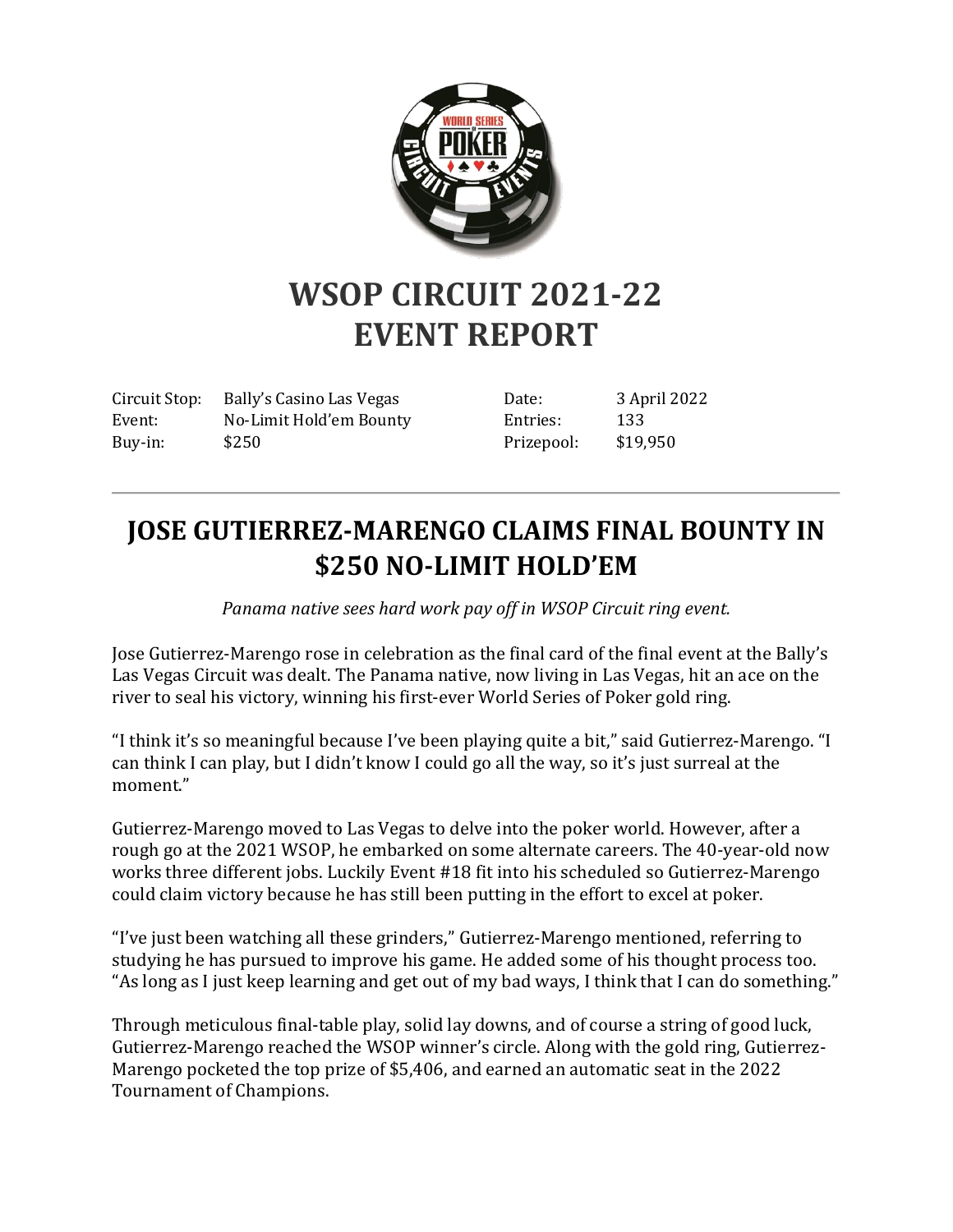# WSOP CIRCUIT 2021-22
# EVENT REPORT

| | | | |
|---|---|---|---|
| Circuit Stop: | Bally's Casino Las Vegas | Date: | 3 April 2022 |
| Event: | No-Limit Hold'em Bounty | Entries: | 133 |
| Buy-in: | $250 | Prizepool: | $19,950 |

---

## JOSE GUTIERREZ-MARENGO CLAIMS FINAL BOUNTY IN $250 NO-LIMIT HOLD'EM

*Panama native sees hard work pay off in WSOP Circuit ring event.*

Jose Gutierrez-Marengo rose in celebration as the final card of the final event at the Bally's Las Vegas Circuit was dealt. The Panama native, now living in Las Vegas, hit an ace on the river to seal his victory, winning his first-ever World Series of Poker gold ring.

"I think it's so meaningful because I've been playing quite a bit," said Gutierrez-Marengo. "I can think I can play, but I didn't know I could go all the way, so it's just surreal at the moment."

Gutierrez-Marengo moved to Las Vegas to delve into the poker world. However, after a rough go at the 2021 WSOP, he embarked on some alternate careers. The 40-year-old now works three different jobs. Luckily Event #18 fit into his scheduled so Gutierrez-Marengo could claim victory because he has still been putting in the effort to excel at poker.

"I've just been watching all these grinders," Gutierrez-Marengo mentioned, referring to studying he has pursued to improve his game. He added some of his thought process too. "As long as I just keep learning and get out of my bad ways, I think that I can do something."

Through meticulous final-table play, solid lay downs, and of course a string of good luck, Gutierrez-Marengo reached the WSOP winner's circle. Along with the gold ring, Gutierrez-Marengo pocketed the top prize of $5,406, and earned an automatic seat in the 2022 Tournament of Champions.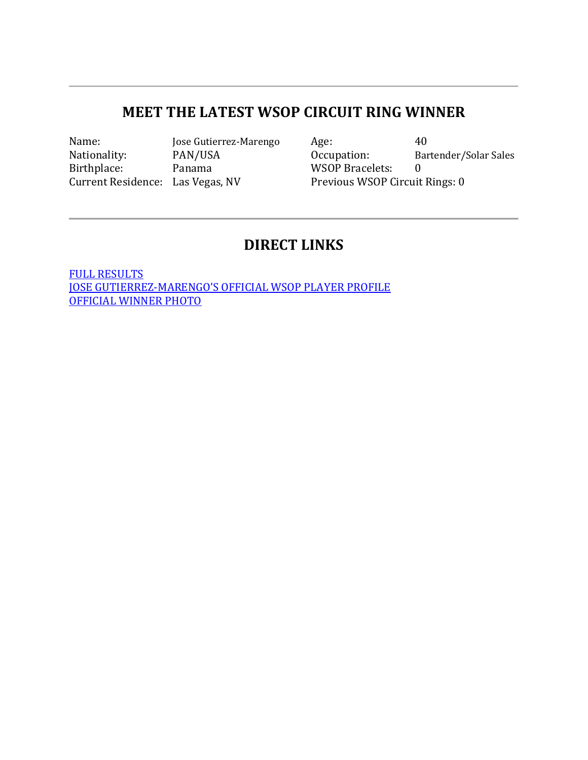## MEET THE LATEST WSOP CIRCUIT RING WINNER

| | | | |
|---|---|---|---|
| Name: | Jose Gutierrez-Marengo | Age: | 40 |
| Nationality: | PAN/USA | Occupation: | Bartender/Solar Sales |
| Birthplace: | Panama | WSOP Bracelets: | 0 |
| Current Residence: | Las Vegas, NV | Previous WSOP Circuit Rings: | 0 |

## DIRECT LINKS

FULL RESULTS
JOSE GUTIERREZ-MARENGO'S OFFICIAL WSOP PLAYER PROFILE
OFFICIAL WINNER PHOTO